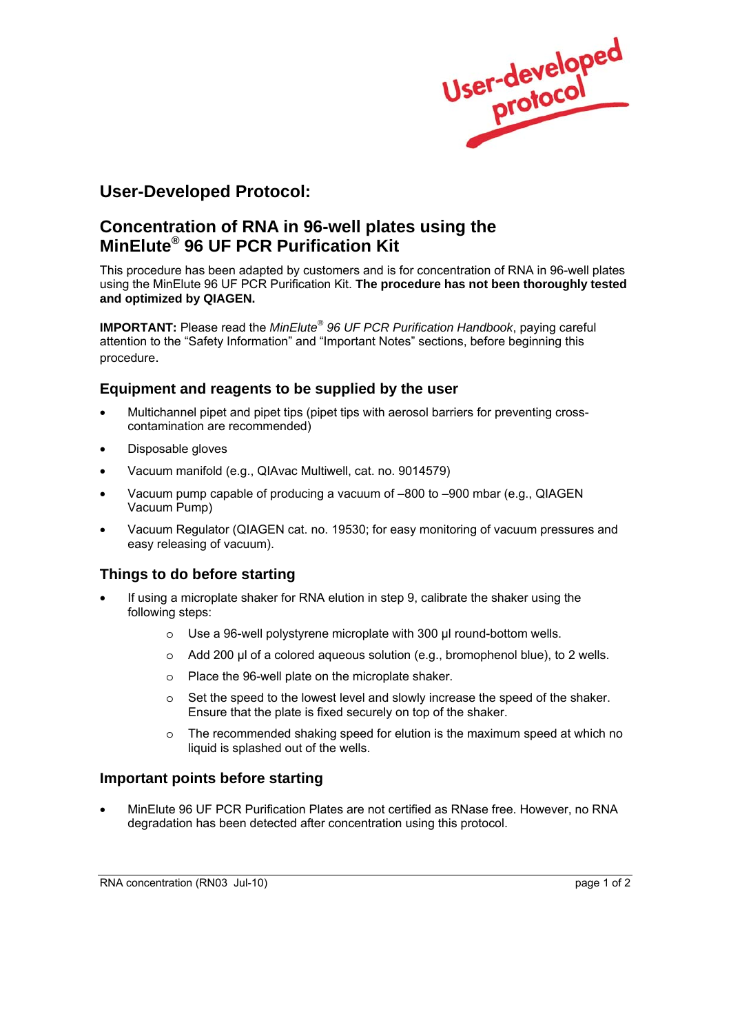User-developed protocol

## User-Developed Protocol:

## Concentration of RNA in 96-well plates using the MinElute® 96 UF PCR Purification Kit

This procedure has been adapted by customers and is for concentration of RNA in 96-well plates using the MinElute 96 UF PCR Purification Kit. **The procedure has not been thoroughly tested and optimized by QIAGEN.**

**IMPORTANT:** Please read the *MinElute® 96 UF PCR Purification Handbook*, paying careful attention to the "Safety Information" and "Important Notes" sections, before beginning this procedure.

### Equipment and reagents to be supplied by the user

- Multichannel pipet and pipet tips (pipet tips with aerosol barriers for preventing cross-contamination are recommended)
- Disposable gloves
- Vacuum manifold (e.g., QIAvac Multiwell, cat. no. 9014579)
- Vacuum pump capable of producing a vacuum of –800 to –900 mbar (e.g., QIAGEN Vacuum Pump)
- Vacuum Regulator (QIAGEN cat. no. 19530; for easy monitoring of vacuum pressures and easy releasing of vacuum).

### Things to do before starting

- If using a microplate shaker for RNA elution in step 9, calibrate the shaker using the following steps:
    - Use a 96-well polystyrene microplate with 300 µl round-bottom wells.
    - Add 200 µl of a colored aqueous solution (e.g., bromophenol blue), to 2 wells.
    - Place the 96-well plate on the microplate shaker.
    - Set the speed to the lowest level and slowly increase the speed of the shaker. Ensure that the plate is fixed securely on top of the shaker.
    - The recommended shaking speed for elution is the maximum speed at which no liquid is splashed out of the wells.

### Important points before starting

- MinElute 96 UF PCR Purification Plates are not certified as RNase free. However, no RNA degradation has been detected after concentration using this protocol.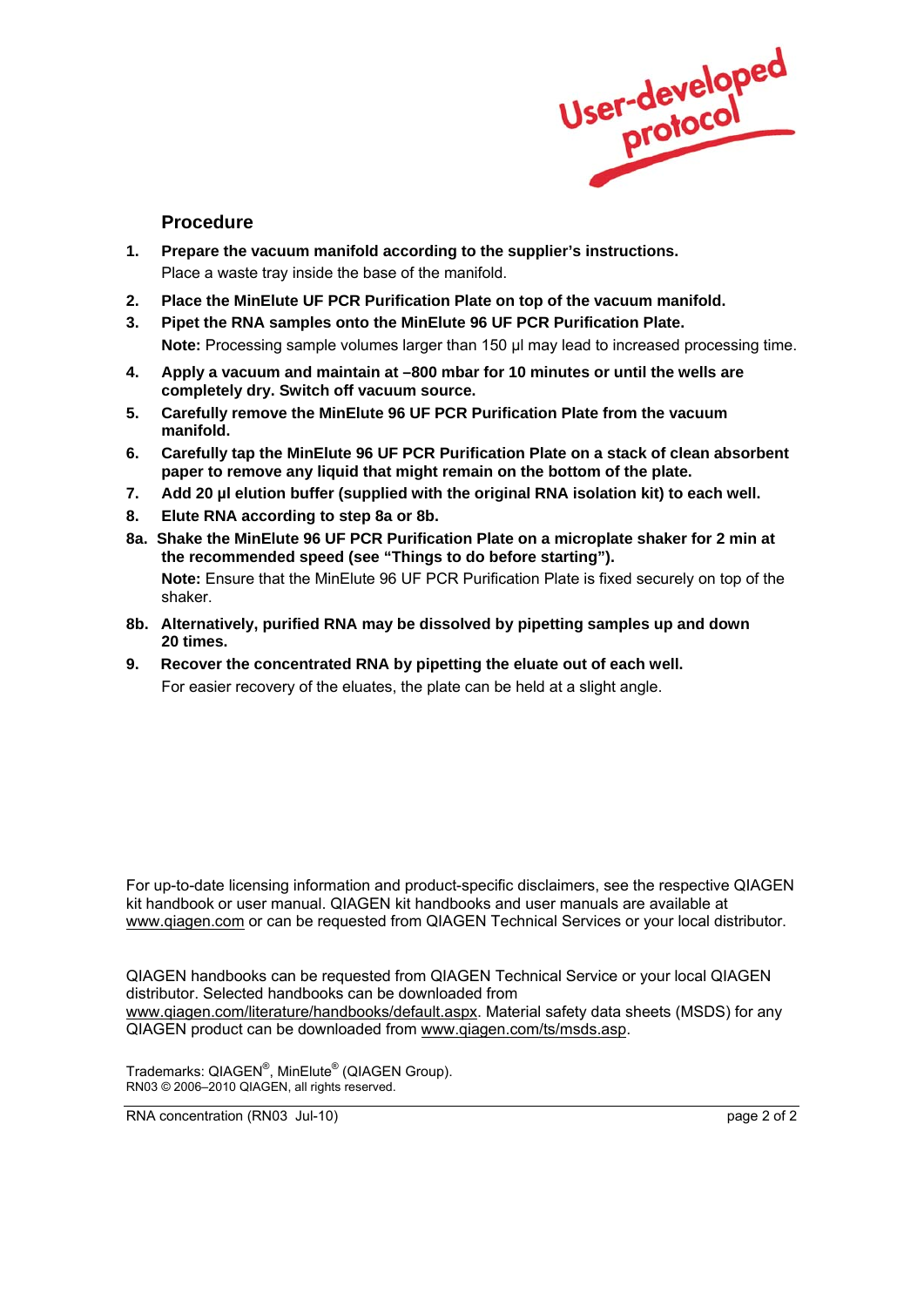User-developed protocol

## Procedure

1. **Prepare the vacuum manifold according to the supplier's instructions.**
   Place a waste tray inside the base of the manifold.
2. **Place the MinElute UF PCR Purification Plate on top of the vacuum manifold.**
3. **Pipet the RNA samples onto the MinElute 96 UF PCR Purification Plate.**
   **Note:** Processing sample volumes larger than 150 µl may lead to increased processing time.
4. **Apply a vacuum and maintain at –800 mbar for 10 minutes or until the wells are completely dry. Switch off vacuum source.**
5. **Carefully remove the MinElute 96 UF PCR Purification Plate from the vacuum manifold.**
6. **Carefully tap the MinElute 96 UF PCR Purification Plate on a stack of clean absorbent paper to remove any liquid that might remain on the bottom of the plate.**
7. **Add 20 µl elution buffer (supplied with the original RNA isolation kit) to each well.**
8. **Elute RNA according to step 8a or 8b.**

**8a. Shake the MinElute 96 UF PCR Purification Plate on a microplate shaker for 2 min at the recommended speed (see "Things to do before starting").**
**Note:** Ensure that the MinElute 96 UF PCR Purification Plate is fixed securely on top of the shaker.

**8b. Alternatively, purified RNA may be dissolved by pipetting samples up and down 20 times.**

9. **Recover the concentrated RNA by pipetting the eluate out of each well.**
   For easier recovery of the eluates, the plate can be held at a slight angle.

For up-to-date licensing information and product-specific disclaimers, see the respective QIAGEN kit handbook or user manual. QIAGEN kit handbooks and user manuals are available at www.qiagen.com or can be requested from QIAGEN Technical Services or your local distributor.

QIAGEN handbooks can be requested from QIAGEN Technical Service or your local QIAGEN distributor. Selected handbooks can be downloaded from www.qiagen.com/literature/handbooks/default.aspx. Material safety data sheets (MSDS) for any QIAGEN product can be downloaded from www.qiagen.com/ts/msds.asp.

Trademarks: QIAGEN®, MinElute® (QIAGEN Group).
RN03 © 2006–2010 QIAGEN, all rights reserved.